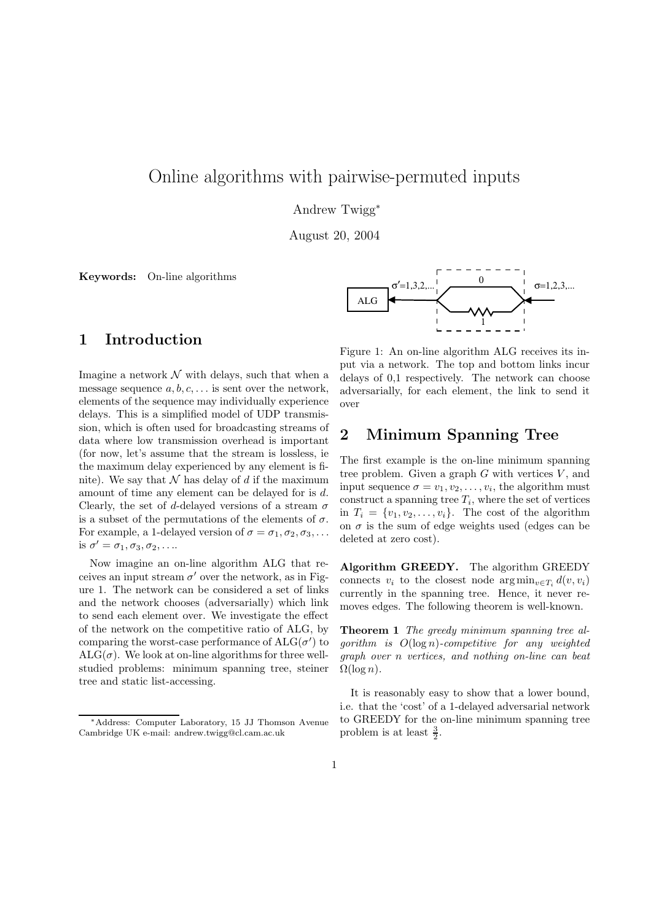# Online algorithms with pairwise-permuted inputs

Andrew Twigg*

August 20, 2004

**Keywords:** On-line algorithms

## 1 Introduction

Imagine a network $\mathcal{N}$ with delays, such that when a message sequence $a, b, c, \dots$ is sent over the network, elements of the sequence may individually experience delays. This is a simplified model of UDP transmission, which is often used for broadcasting streams of data where low transmission overhead is important (for now, let's assume that the stream is lossless, ie the maximum delay experienced by any element is finite). We say that $\mathcal{N}$ has delay of $d$ if the maximum amount of time any element can be delayed for is $d$. Clearly, the set of $d$-delayed versions of a stream $\sigma$ is a subset of the permutations of the elements of $\sigma$. For example, a 1-delayed version of $\sigma = \sigma_1, \sigma_2, \sigma_3, \dots$ is $\sigma' = \sigma_1, \sigma_3, \sigma_2, \dots$.

Now imagine an on-line algorithm ALG that receives an input stream $\sigma'$ over the network, as in Figure 1. The network can be considered a set of links and the network chooses (adversarially) which link to send each element over. We investigate the effect of the network on the competitive ratio of ALG, by comparing the worst-case performance of ALG($\sigma'$) to ALG($\sigma$). We look at on-line algorithms for three well-studied problems: minimum spanning tree, steiner tree and static list-accessing.

Figure 1: An on-line algorithm ALG receives its input via a network. The top and bottom links incur delays of 0,1 respectively. The network can choose adversarially, for each element, the link to send it over

## 2 Minimum Spanning Tree

The first example is the on-line minimum spanning tree problem. Given a graph $G$ with vertices $V$, and input sequence $\sigma = v_1, v_2, \dots, v_i$, the algorithm must construct a spanning tree $T_i$, where the set of vertices in $T_i = \{v_1, v_2, \dots, v_i\}$. The cost of the algorithm on $\sigma$ is the sum of edge weights used (edges can be deleted at zero cost).

**Algorithm GREEDY.** The algorithm GREEDY connects $v_i$ to the closest node $\arg\min_{v \in T_i} d(v, v_i)$ currently in the spanning tree. Hence, it never removes edges. The following theorem is well-known.

**Theorem 1** *The greedy minimum spanning tree algorithm is $O(\log n)$-competitive for any weighted graph over $n$ vertices, and nothing on-line can beat $\Omega(\log n)$.*

It is reasonably easy to show that a lower bound, i.e. that the 'cost' of a 1-delayed adversarial network to GREEDY for the on-line minimum spanning tree problem is at least $\frac{3}{2}$.

*Address: Computer Laboratory, 15 JJ Thomson Avenue Cambridge UK e-mail: andrew.twigg@cl.cam.ac.uk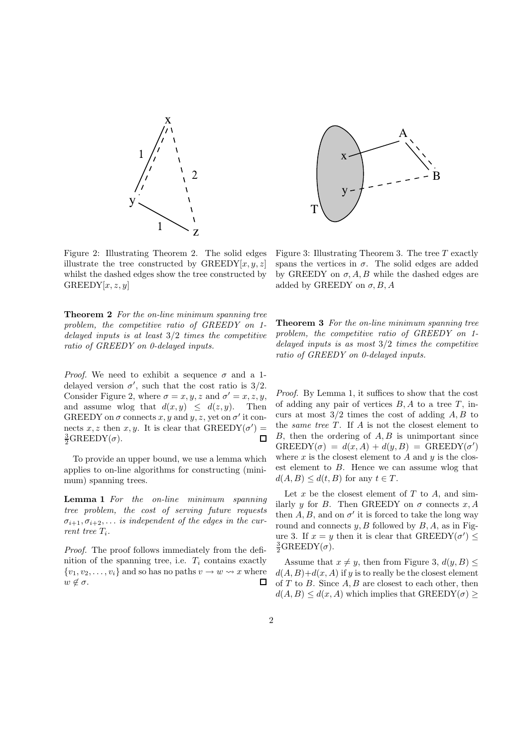Figure 2: Illustrating Theorem 2. The solid edges illustrate the tree constructed by $\text{GREEDY}[x, y, z]$ whilst the dashed edges show the tree constructed by $\text{GREEDY}[x, z, y]$

Figure 3: Illustrating Theorem 3. The tree $T$ exactly spans the vertices in $\sigma$. The solid edges are added by GREEDY on $\sigma, A, B$ while the dashed edges are added by GREEDY on $\sigma, B, A$

**Theorem 2** *For the on-line minimum spanning tree problem, the competitive ratio of GREEDY on 1-delayed inputs is at least 3/2 times the competitive ratio of GREEDY on 0-delayed inputs.*

*Proof.* We need to exhibit a sequence $\sigma$ and a 1-delayed version $\sigma'$, such that the cost ratio is $3/2$. Consider Figure 2, where $\sigma = x, y, z$ and $\sigma' = x, z, y$, and assume wlog that $d(x, y) \leq d(z, y)$. Then GREEDY on $\sigma$ connects $x, y$ and $y, z$, yet on $\sigma'$ it connects $x, z$ then $x, y$. It is clear that $\text{GREEDY}(\sigma') = \frac{3}{2}\text{GREEDY}(\sigma)$. □

To provide an upper bound, we use a lemma which applies to on-line algorithms for constructing (minimum) spanning trees.

**Lemma 1** *For the on-line minimum spanning tree problem, the cost of serving future requests $\sigma_{i+1}, \sigma_{i+2}, \ldots$ is independent of the edges in the current tree $T_i$.*

*Proof.* The proof follows immediately from the definition of the spanning tree, i.e. $T_i$ contains exactly $\{v_1, v_2, \ldots, v_i\}$ and so has no paths $v \rightarrow w \rightsquigarrow x$ where $w \notin \sigma$. □

**Theorem 3** *For the on-line minimum spanning tree problem, the competitive ratio of GREEDY on 1-delayed inputs is as most 3/2 times the competitive ratio of GREEDY on 0-delayed inputs.*

*Proof.* By Lemma 1, it suffices to show that the cost of adding any pair of vertices $B, A$ to a tree $T$, incurs at most $3/2$ times the cost of adding $A, B$ to the *same tree* $T$. If $A$ is not the closest element to $B$, then the ordering of $A, B$ is unimportant since $\text{GREEDY}(\sigma) = d(x, A) + d(y, B) = \text{GREEDY}(\sigma')$ where $x$ is the closest element to $A$ and $y$ is the closest element to $B$. Hence we can assume wlog that $d(A, B) \leq d(t, B)$ for any $t \in T$.

Let $x$ be the closest element of $T$ to $A$, and similarly $y$ for $B$. Then GREEDY on $\sigma$ connects $x, A$ then $A, B$, and on $\sigma'$ it is forced to take the long way round and connects $y, B$ followed by $B, A$, as in Figure 3. If $x = y$ then it is clear that $\text{GREEDY}(\sigma') \leq \frac{3}{2}\text{GREEDY}(\sigma)$.

Assume that $x \neq y$, then from Figure 3, $d(y, B) \leq d(A, B) + d(x, A)$ if $y$ is to really be the closest element of $T$ to $B$. Since $A, B$ are closest to each other, then $d(A, B) \leq d(x, A)$ which implies that $\text{GREEDY}(\sigma) \geq$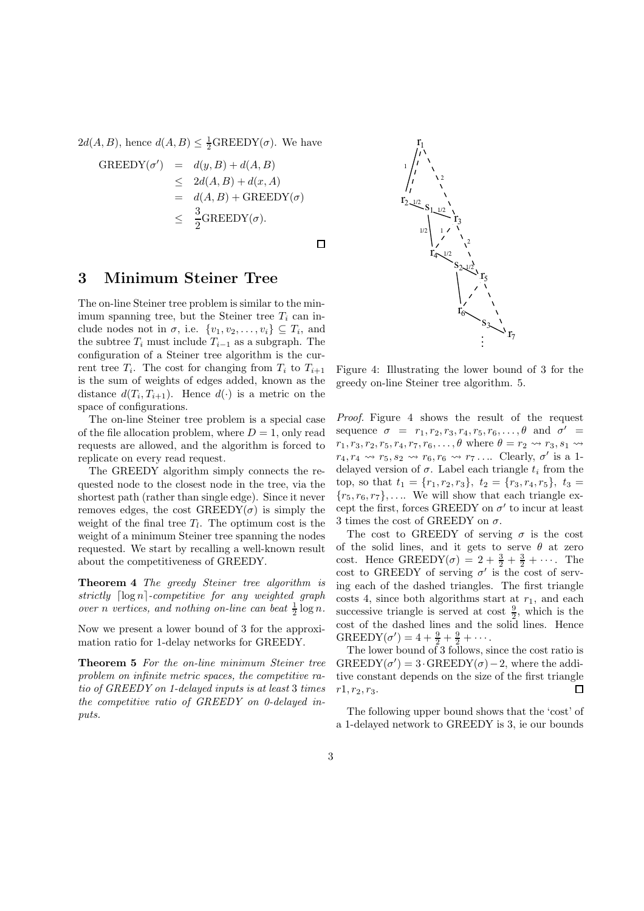$2d(A,B)$, hence $d(A,B) \leq \frac{1}{2}\text{GREEDY}(\sigma)$. We have

$$
\begin{aligned}
\text{GREEDY}(\sigma') &= d(y,B) + d(A,B) \\
&\leq 2d(A,B) + d(x,A) \\
&= d(A,B) + \text{GREEDY}(\sigma) \\
&\leq \frac{3}{2}\text{GREEDY}(\sigma).
\end{aligned}
$$

□

## 3 Minimum Steiner Tree

The on-line Steiner tree problem is similar to the minimum spanning tree, but the Steiner tree $T_i$ can include nodes not in $\sigma$, i.e. $\{v_1, v_2, \ldots, v_i\} \subseteq T_i$, and the subtree $T_i$ must include $T_{i-1}$ as a subgraph. The configuration of a Steiner tree algorithm is the current tree $T_i$. The cost for changing from $T_i$ to $T_{i+1}$ is the sum of weights of edges added, known as the distance $d(T_i, T_{i+1})$. Hence $d(\cdot)$ is a metric on the space of configurations.

The on-line Steiner tree problem is a special case of the file allocation problem, where $D = 1$, only read requests are allowed, and the algorithm is forced to replicate on every read request.

The GREEDY algorithm simply connects the requested node to the closest node in the tree, via the shortest path (rather than single edge). Since it never removes edges, the cost GREEDY($\sigma$) is simply the weight of the final tree $T_l$. The optimum cost is the weight of a minimum Steiner tree spanning the nodes requested. We start by recalling a well-known result about the competitiveness of GREEDY.

**Theorem 4** *The greedy Steiner tree algorithm is strictly $\lceil \log n \rceil$-competitive for any weighted graph over $n$ vertices, and nothing on-line can beat $\frac{1}{2}\log n$.*

Now we present a lower bound of 3 for the approximation ratio for 1-delay networks for GREEDY.

**Theorem 5** *For the on-line minimum Steiner tree problem on infinite metric spaces, the competitive ratio of GREEDY on 1-delayed inputs is at least 3 times the competitive ratio of GREEDY on 0-delayed inputs.*

Figure 4: Illustrating the lower bound of 3 for the greedy on-line Steiner tree algorithm. 5.

*Proof.* Figure 4 shows the result of the request sequence $\sigma = r_1, r_2, r_3, r_4, r_5, r_6, \ldots, \theta$ and $\sigma' = r_1, r_3, r_2, r_5, r_4, r_7, r_6, \ldots, \theta$ where $\theta = r_2 \rightsquigarrow r_3, s_1 \rightsquigarrow r_4, r_4 \rightsquigarrow r_5, s_2 \rightsquigarrow r_6, r_6 \rightsquigarrow r_7 \ldots$. Clearly, $\sigma'$ is a 1-delayed version of $\sigma$. Label each triangle $t_i$ from the top, so that $t_1 = \{r_1, r_2, r_3\}$, $t_2 = \{r_3, r_4, r_5\}$, $t_3 = \{r_5, r_6, r_7\}, \ldots$. We will show that each triangle except the first, forces GREEDY on $\sigma'$ to incur at least 3 times the cost of GREEDY on $\sigma$.

The cost to GREEDY of serving $\sigma$ is the cost of the solid lines, and it gets to serve $\theta$ at zero cost. Hence GREEDY($\sigma$) $= 2 + \frac{3}{2} + \frac{3}{2} + \cdots$. The cost to GREEDY of serving $\sigma'$ is the cost of serving each of the dashed triangles. The first triangle costs 4, since both algorithms start at $r_1$, and each successive triangle is served at cost $\frac{9}{2}$, which is the cost of the dashed lines and the solid lines. Hence GREEDY($\sigma'$) $= 4 + \frac{9}{2} + \frac{9}{2} + \cdots$.

The lower bound of 3 follows, since the cost ratio is GREEDY($\sigma'$) $= 3 \cdot$ GREEDY($\sigma$) $- 2$, where the additive constant depends on the size of the first triangle $r1, r_2, r_3$. □

The following upper bound shows that the 'cost' of a 1-delayed network to GREEDY is 3, ie our bounds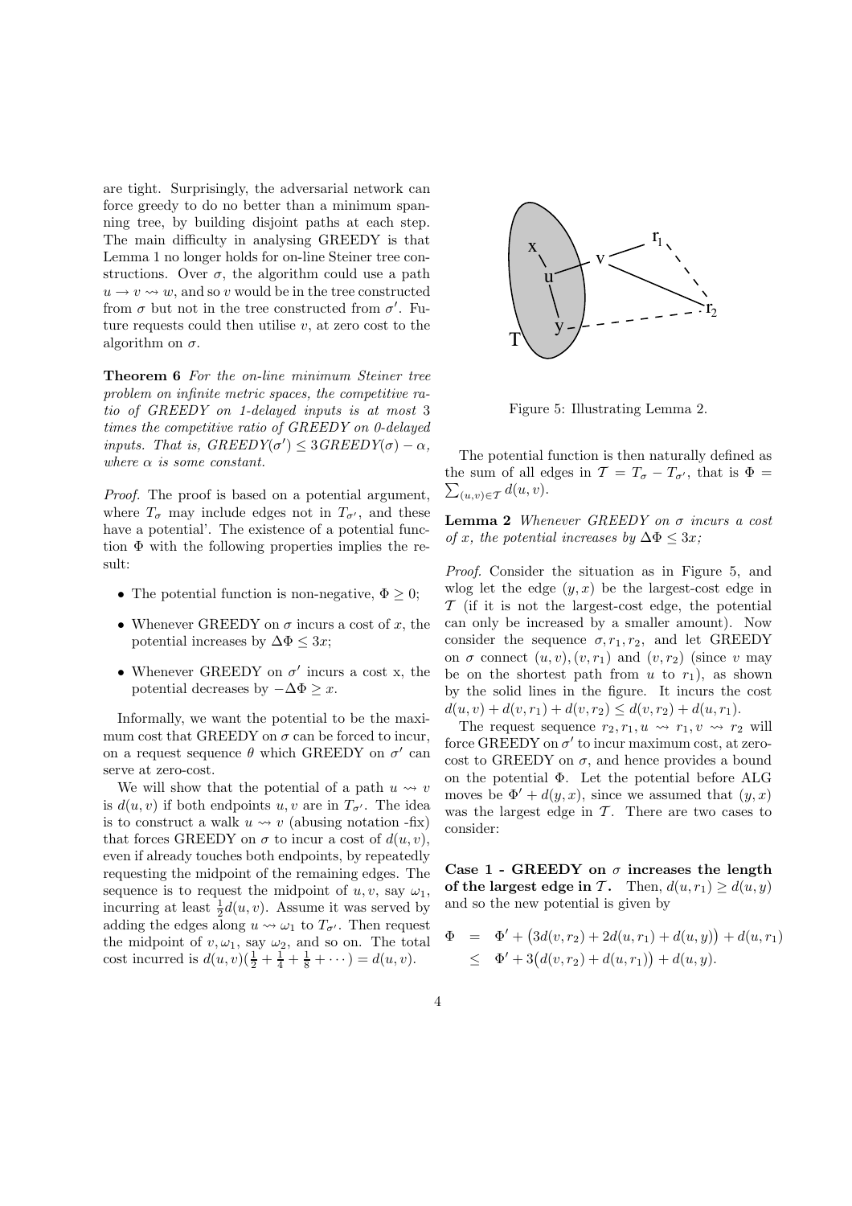are tight. Surprisingly, the adversarial network can force greedy to do no better than a minimum spanning tree, by building disjoint paths at each step. The main difficulty in analysing GREEDY is that Lemma 1 no longer holds for on-line Steiner tree constructions. Over $\sigma$, the algorithm could use a path $u \to v \rightsquigarrow w$, and so $v$ would be in the tree constructed from $\sigma$ but not in the tree constructed from $\sigma'$. Future requests could then utilise $v$, at zero cost to the algorithm on $\sigma$.

**Theorem 6** *For the on-line minimum Steiner tree problem on infinite metric spaces, the competitive ratio of GREEDY on 1-delayed inputs is at most 3 times the competitive ratio of GREEDY on 0-delayed inputs. That is, GREEDY$(\sigma') \leq 3$GREEDY$(\sigma) - \alpha$, where $\alpha$ is some constant.*

*Proof.* The proof is based on a potential argument, where $T_\sigma$ may include edges not in $T_{\sigma'}$, and these have a potential'. The existence of a potential function $\Phi$ with the following properties implies the result:

- The potential function is non-negative, $\Phi \geq 0$;
- Whenever GREEDY on $\sigma$ incurs a cost of $x$, the potential increases by $\Delta\Phi \leq 3x$;
- Whenever GREEDY on $\sigma'$ incurs a cost x, the potential decreases by $-\Delta\Phi \geq x$.

Informally, we want the potential to be the maximum cost that GREEDY on $\sigma$ can be forced to incur, on a request sequence $\theta$ which GREEDY on $\sigma'$ can serve at zero-cost.

We will show that the potential of a path $u \rightsquigarrow v$ is $d(u, v)$ if both endpoints $u, v$ are in $T_{\sigma'}$. The idea is to construct a walk $u \rightsquigarrow v$ (abusing notation -fix) that forces GREEDY on $\sigma$ to incur a cost of $d(u, v)$, even if already touches both endpoints, by repeatedly requesting the midpoint of the remaining edges. The sequence is to request the midpoint of $u, v$, say $\omega_1$, incurring at least $\frac{1}{2}d(u, v)$. Assume it was served by adding the edges along $u \rightsquigarrow \omega_1$ to $T_{\sigma'}$. Then request the midpoint of $v, \omega_1$, say $\omega_2$, and so on. The total cost incurred is $d(u, v)(\frac{1}{2} + \frac{1}{4} + \frac{1}{8} + \cdots) = d(u, v)$.

Figure 5: Illustrating Lemma 2.

The potential function is then naturally defined as the sum of all edges in $\mathcal{T} = T_\sigma - T_{\sigma'}$, that is $\Phi = \sum_{(u,v) \in \mathcal{T}} d(u, v)$.

**Lemma 2** *Whenever GREEDY on $\sigma$ incurs a cost of $x$, the potential increases by $\Delta\Phi \leq 3x$;*

*Proof.* Consider the situation as in Figure 5, and wlog let the edge $(y, x)$ be the largest-cost edge in $\mathcal{T}$ (if it is not the largest-cost edge, the potential can only be increased by a smaller amount). Now consider the sequence $\sigma, r_1, r_2$, and let GREEDY on $\sigma$ connect $(u, v), (v, r_1)$ and $(v, r_2)$ (since $v$ may be on the shortest path from $u$ to $r_1$), as shown by the solid lines in the figure. It incurs the cost $d(u, v) + d(v, r_1) + d(v, r_2) \leq d(v, r_2) + d(u, r_1)$.

The request sequence $r_2, r_1, u \rightsquigarrow r_1, v \rightsquigarrow r_2$ will force GREEDY on $\sigma'$ to incur maximum cost, at zero-cost to GREEDY on $\sigma$, and hence provides a bound on the potential $\Phi$. Let the potential before ALG moves be $\Phi' + d(y, x)$, since we assumed that $(y, x)$ was the largest edge in $\mathcal{T}$. There are two cases to consider:

**Case 1 - GREEDY on $\sigma$ increases the length of the largest edge in $\mathcal{T}$.** Then, $d(u, r_1) \geq d(u, y)$ and so the new potential is given by

$$\begin{aligned} \Phi &= \Phi' + \big(3d(v, r_2) + 2d(u, r_1) + d(u, y)\big) + d(u, r_1) \\ &\leq \Phi' + 3\big(d(v, r_2) + d(u, r_1)\big) + d(u, y). \end{aligned}$$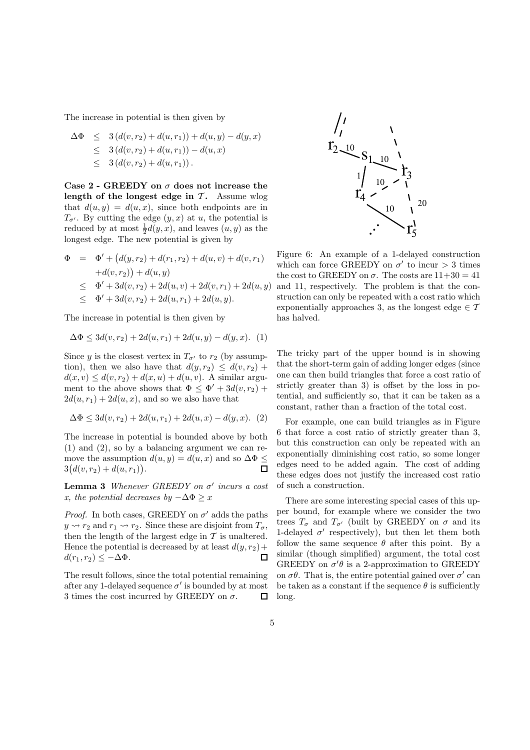The increase in potential is then given by

$$
\begin{aligned}
\Delta\Phi &\leq 3\left(d(v, r_2) + d(u, r_1)\right) + d(u, y) - d(y, x) \\
&\leq 3\left(d(v, r_2) + d(u, r_1)\right) - d(u, x) \\
&\leq 3\left(d(v, r_2) + d(u, r_1)\right).
\end{aligned}
$$

**Case 2 - GREEDY on $\sigma$ does not increase the length of the longest edge in $\mathcal{T}$.** Assume wlog that $d(u, y) = d(u, x)$, since both endpoints are in $T_{\sigma'}$. By cutting the edge $(y, x)$ at $u$, the potential is reduced by at most $\frac{1}{2}d(y, x)$, and leaves $(u, y)$ as the longest edge. The new potential is given by

$$
\begin{aligned}
\Phi &= \Phi' + \big(d(y, r_2) + d(r_1, r_2) + d(u, v) + d(v, r_1) \\
&\quad + d(v, r_2)\big) + d(u, y) \\
&\leq \Phi' + 3d(v, r_2) + 2d(u, v) + 2d(v, r_1) + 2d(u, y) \\
&\leq \Phi' + 3d(v, r_2) + 2d(u, r_1) + 2d(u, y).
\end{aligned}
$$

The increase in potential is then given by

$$
\Delta\Phi \leq 3d(v, r_2) + 2d(u, r_1) + 2d(u, y) - d(y, x). \quad (1)
$$

Since $y$ is the closest vertex in $T_{\sigma'}$ to $r_2$ (by assumption), then we also have that $d(y, r_2) \leq d(v, r_2) + d(x, v) \leq d(v, r_2) + d(x, u) + d(u, v)$. A similar argument to the above shows that $\Phi \leq \Phi' + 3d(v, r_2) + 2d(u, r_1) + 2d(u, x)$, and so we also have that

$$
\Delta\Phi \leq 3d(v, r_2) + 2d(u, r_1) + 2d(u, x) - d(y, x). \quad (2)
$$

The increase in potential is bounded above by both (1) and (2), so by a balancing argument we can remove the assumption $d(u, y) = d(u, x)$ and so $\Delta\Phi \leq 3\big(d(v, r_2) + d(u, r_1)\big)$. □

**Lemma 3** *Whenever GREEDY on $\sigma'$ incurs a cost $x$, the potential decreases by $-\Delta\Phi \geq x$*

*Proof.* In both cases, GREEDY on $\sigma'$ adds the paths $y \rightsquigarrow r_2$ and $r_1 \rightsquigarrow r_2$. Since these are disjoint from $T_\sigma$, then the length of the largest edge in $\mathcal{T}$ is unaltered. Hence the potential is decreased by at least $d(y, r_2) + d(r_1, r_2) \leq -\Delta\Phi$. □

The result follows, since the total potential remaining after any 1-delayed sequence $\sigma'$ is bounded by at most 3 times the cost incurred by GREEDY on $\sigma$. □

Figure 6: An example of a 1-delayed construction which can force GREEDY on $\sigma'$ to incur $> 3$ times the cost to GREEDY on $\sigma$. The costs are $11+30 = 41$ and 11, respectively. The problem is that the construction can only be repeated with a cost ratio which exponentially approaches 3, as the longest edge $\in \mathcal{T}$ has halved.

The tricky part of the upper bound is in showing that the short-term gain of adding longer edges (since one can then build triangles that force a cost ratio of strictly greater than 3) is offset by the loss in potential, and sufficiently so, that it can be taken as a constant, rather than a fraction of the total cost.

For example, one can build triangles as in Figure 6 that force a cost ratio of strictly greater than 3, but this construction can only be repeated with an exponentially diminishing cost ratio, so some longer edges need to be added again. The cost of adding these edges does not justify the increased cost ratio of such a construction.

There are some interesting special cases of this upper bound, for example where we consider the two trees $T_\sigma$ and $T_{\sigma'}$ (built by GREEDY on $\sigma$ and its 1-delayed $\sigma'$ respectively), but then let them both follow the same sequence $\theta$ after this point. By a similar (though simplified) argument, the total cost GREEDY on $\sigma'\theta$ is a 2-approximation to GREEDY on $\sigma\theta$. That is, the entire potential gained over $\sigma'$ can be taken as a constant if the sequence $\theta$ is sufficiently long.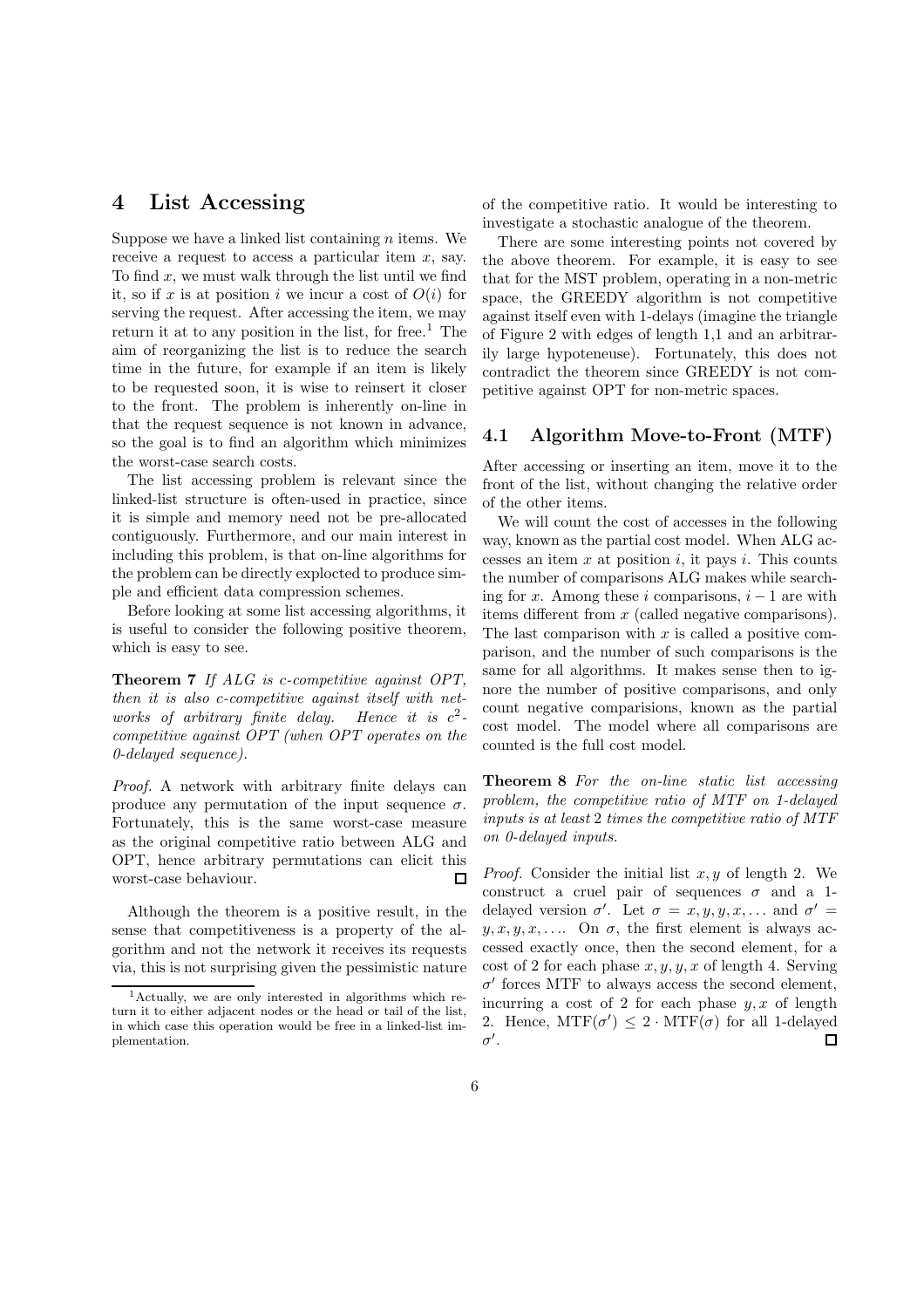# 4 List Accessing

Suppose we have a linked list containing $n$ items. We receive a request to access a particular item $x$, say. To find $x$, we must walk through the list until we find it, so if $x$ is at position $i$ we incur a cost of $O(i)$ for serving the request. After accessing the item, we may return it at to any position in the list, for free.[1] The aim of reorganizing the list is to reduce the search time in the future, for example if an item is likely to be requested soon, it is wise to reinsert it closer to the front. The problem is inherently on-line in that the request sequence is not known in advance, so the goal is to find an algorithm which minimizes the worst-case search costs.

The list accessing problem is relevant since the linked-list structure is often-used in practice, since it is simple and memory need not be pre-allocated contiguously. Furthermore, and our main interest in including this problem, is that on-line algorithms for the problem can be directly explocted to produce simple and efficient data compression schemes.

Before looking at some list accessing algorithms, it is useful to consider the following positive theorem, which is easy to see.

**Theorem 7** *If ALG is $c$-competitive against OPT, then it is also $c$-competitive against itself with networks of arbitrary finite delay. Hence it is $c^2$-competitive against OPT (when OPT operates on the 0-delayed sequence).*

*Proof.* A network with arbitrary finite delays can produce any permutation of the input sequence $\sigma$. Fortunately, this is the same worst-case measure as the original competitive ratio between ALG and OPT, hence arbitrary permutations can elicit this worst-case behaviour. □

Although the theorem is a positive result, in the sense that competitiveness is a property of the algorithm and not the network it receives its requests via, this is not surprising given the pessimistic nature of the competitive ratio. It would be interesting to investigate a stochastic analogue of the theorem.

There are some interesting points not covered by the above theorem. For example, it is easy to see that for the MST problem, operating in a non-metric space, the GREEDY algorithm is not competitive against itself even with 1-delays (imagine the triangle of Figure 2 with edges of length 1,1 and an arbitrarily large hypoteneuse). Fortunately, this does not contradict the theorem since GREEDY is not competitive against OPT for non-metric spaces.

## 4.1 Algorithm Move-to-Front (MTF)

After accessing or inserting an item, move it to the front of the list, without changing the relative order of the other items.

We will count the cost of accesses in the following way, known as the partial cost model. When ALG accesses an item $x$ at position $i$, it pays $i$. This counts the number of comparisons ALG makes while searching for $x$. Among these $i$ comparisons, $i-1$ are with items different from $x$ (called negative comparisons). The last comparison with $x$ is called a positive comparison, and the number of such comparisons is the same for all algorithms. It makes sense then to ignore the number of positive comparisons, and only count negative comparisions, known as the partial cost model. The model where all comparisons are counted is the full cost model.

**Theorem 8** *For the on-line static list accessing problem, the competitive ratio of MTF on 1-delayed inputs is at least 2 times the competitive ratio of MTF on 0-delayed inputs.*

*Proof.* Consider the initial list $x, y$ of length 2. We construct a cruel pair of sequences $\sigma$ and a 1-delayed version $\sigma'$. Let $\sigma = x, y, y, x, \ldots$ and $\sigma' = y, x, y, x, \ldots$. On $\sigma$, the first element is always accessed exactly once, then the second element, for a cost of 2 for each phase $x, y, y, x$ of length 4. Serving $\sigma'$ forces MTF to always access the second element, incurring a cost of 2 for each phase $y, x$ of length 2. Hence, $\text{MTF}(\sigma') \leq 2 \cdot \text{MTF}(\sigma)$ for all 1-delayed $\sigma'$. □

[1] Actually, we are only interested in algorithms which return it to either adjacent nodes or the head or tail of the list, in which case this operation would be free in a linked-list implementation.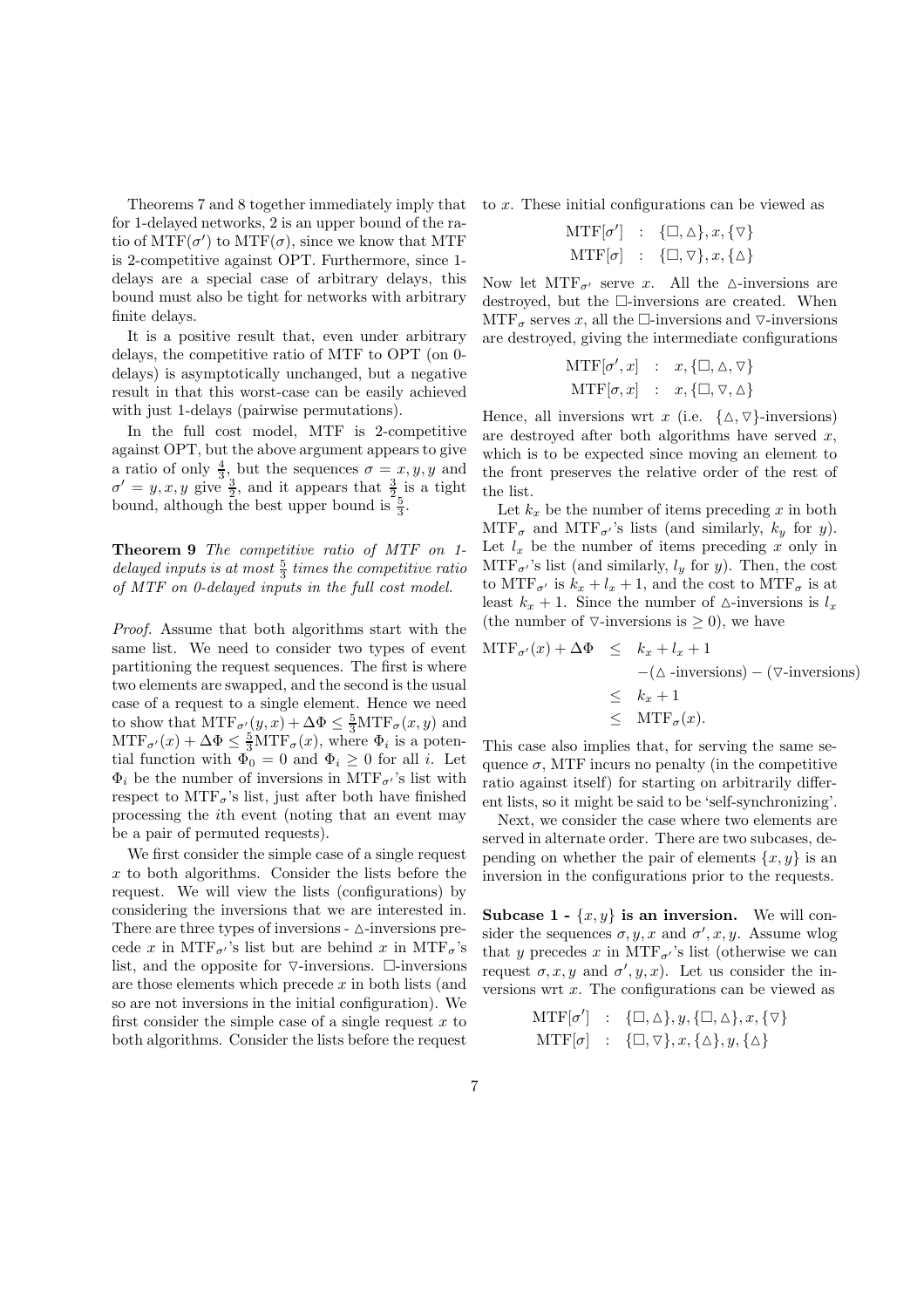Theorems 7 and 8 together immediately imply that for 1-delayed networks, 2 is an upper bound of the ratio of $\mathrm{MTF}(\sigma')$ to $\mathrm{MTF}(\sigma)$, since we know that MTF is 2-competitive against OPT. Furthermore, since 1-delays are a special case of arbitrary delays, this bound must also be tight for networks with arbitrary finite delays.

It is a positive result that, even under arbitrary delays, the competitive ratio of MTF to OPT (on 0-delays) is asymptotically unchanged, but a negative result in that this worst-case can be easily achieved with just 1-delays (pairwise permutations).

In the full cost model, MTF is 2-competitive against OPT, but the above argument appears to give a ratio of only $\frac{4}{3}$, but the sequences $\sigma = x, y, y$ and $\sigma' = y, x, y$ give $\frac{3}{2}$, and it appears that $\frac{3}{2}$ is a tight bound, although the best upper bound is $\frac{5}{3}$.

**Theorem 9** *The competitive ratio of MTF on 1-delayed inputs is at most $\frac{5}{3}$ times the competitive ratio of MTF on 0-delayed inputs in the full cost model.*

*Proof.* Assume that both algorithms start with the same list. We need to consider two types of event partitioning the request sequences. The first is where two elements are swapped, and the second is the usual case of a request to a single element. Hence we need to show that $\mathrm{MTF}_{\sigma'}(y,x) + \Delta\Phi \le \frac{5}{3}\mathrm{MTF}_{\sigma}(x,y)$ and $\mathrm{MTF}_{\sigma'}(x) + \Delta\Phi \le \frac{5}{3}\mathrm{MTF}_{\sigma}(x)$, where $\Phi_i$ is a potential function with $\Phi_0 = 0$ and $\Phi_i \ge 0$ for all $i$. Let $\Phi_i$ be the number of inversions in $\mathrm{MTF}_{\sigma'}$'s list with respect to $\mathrm{MTF}_{\sigma}$'s list, just after both have finished processing the $i$th event (noting that an event may be a pair of permuted requests).

We first consider the simple case of a single request $x$ to both algorithms. Consider the lists before the request. We will view the lists (configurations) by considering the inversions that we are interested in. There are three types of inversions - $\triangle$-inversions precede $x$ in $\mathrm{MTF}_{\sigma'}$'s list but are behind $x$ in $\mathrm{MTF}_{\sigma}$'s list, and the opposite for $\triangledown$-inversions. $\Box$-inversions are those elements which precede $x$ in both lists (and so are not inversions in the initial configuration). We first consider the simple case of a single request $x$ to both algorithms. Consider the lists before the request to $x$. These initial configurations can be viewed as

$$\begin{aligned}
\mathrm{MTF}[\sigma'] &\;:\; \{\Box, \triangle\}, x, \{\triangledown\} \\
\mathrm{MTF}[\sigma] &\;:\; \{\Box, \triangledown\}, x, \{\triangle\}
\end{aligned}$$

Now let $\mathrm{MTF}_{\sigma'}$ serve $x$. All the $\triangle$-inversions are destroyed, but the $\Box$-inversions are created. When $\mathrm{MTF}_{\sigma}$ serves $x$, all the $\Box$-inversions and $\triangledown$-inversions are destroyed, giving the intermediate configurations

$$\begin{aligned}
\mathrm{MTF}[\sigma', x] &\;:\; x, \{\Box, \triangle, \triangledown\} \\
\mathrm{MTF}[\sigma, x] &\;:\; x, \{\Box, \triangledown, \triangle\}
\end{aligned}$$

Hence, all inversions wrt $x$ (i.e. $\{\triangle, \triangledown\}$-inversions) are destroyed after both algorithms have served $x$, which is to be expected since moving an element to the front preserves the relative order of the rest of the list.

Let $k_x$ be the number of items preceding $x$ in both $\mathrm{MTF}_{\sigma}$ and $\mathrm{MTF}_{\sigma'}$'s lists (and similarly, $k_y$ for $y$). Let $l_x$ be the number of items preceding $x$ only in $\mathrm{MTF}_{\sigma'}$'s list (and similarly, $l_y$ for $y$). Then, the cost to $\mathrm{MTF}_{\sigma'}$ is $k_x + l_x + 1$, and the cost to $\mathrm{MTF}_{\sigma}$ is at least $k_x + 1$. Since the number of $\triangle$-inversions is $l_x$ (the number of $\triangledown$-inversions is $\ge 0$), we have

$$\begin{aligned}
\mathrm{MTF}_{\sigma'}(x) + \Delta\Phi &\le k_x + l_x + 1 \\
&\quad -(\triangle\text{ -inversions}) - (\triangledown\text{-inversions}) \\
&\le k_x + 1 \\
&\le \mathrm{MTF}_{\sigma}(x).
\end{aligned}$$

This case also implies that, for serving the same sequence $\sigma$, MTF incurs no penalty (in the competitive ratio against itself) for starting on arbitrarily different lists, so it might be said to be 'self-synchronizing'.

Next, we consider the case where two elements are served in alternate order. There are two subcases, depending on whether the pair of elements $\{x, y\}$ is an inversion in the configurations prior to the requests.

**Subcase 1 - $\{x, y\}$ is an inversion.** We will consider the sequences $\sigma, y, x$ and $\sigma', x, y$. Assume wlog that $y$ precedes $x$ in $\mathrm{MTF}_{\sigma'}$'s list (otherwise we can request $\sigma, x, y$ and $\sigma', y, x$). Let us consider the inversions wrt $x$. The configurations can be viewed as

$$\begin{aligned}
\mathrm{MTF}[\sigma'] &\;:\; \{\Box, \triangle\}, y, \{\Box, \triangle\}, x, \{\triangledown\} \\
\mathrm{MTF}[\sigma] &\;:\; \{\Box, \triangledown\}, x, \{\triangle\}, y, \{\triangle\}
\end{aligned}$$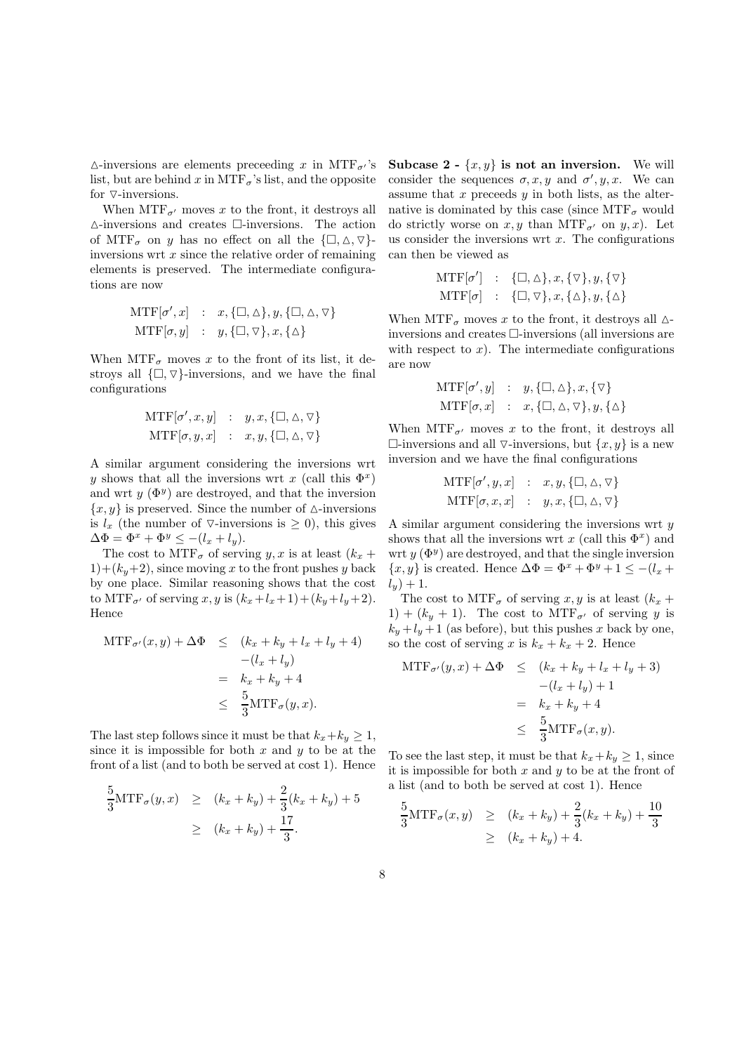$\vartriangle$-inversions are elements preceeding $x$ in $\text{MTF}_{\sigma'}$'s list, but are behind $x$ in $\text{MTF}_\sigma$'s list, and the opposite for $\triangledown$-inversions.

When $\text{MTF}_{\sigma'}$ moves $x$ to the front, it destroys all $\vartriangle$-inversions and creates $\square$-inversions. The action of $\text{MTF}_\sigma$ on $y$ has no effect on all the $\{\square, \vartriangle, \triangledown\}$-inversions wrt $x$ since the relative order of remaining elements is preserved. The intermediate configurations are now

$$\begin{aligned}
\text{MTF}[\sigma', x] &\ : \ x, \{\square, \vartriangle\}, y, \{\square, \vartriangle, \triangledown\} \\
\text{MTF}[\sigma, y] &\ : \ y, \{\square, \triangledown\}, x, \{\vartriangle\}
\end{aligned}$$

When $\text{MTF}_\sigma$ moves $x$ to the front of its list, it destroys all $\{\square, \triangledown\}$-inversions, and we have the final configurations

$$\begin{aligned}
\text{MTF}[\sigma', x, y] &\ : \ y, x, \{\square, \vartriangle, \triangledown\} \\
\text{MTF}[\sigma, y, x] &\ : \ x, y, \{\square, \vartriangle, \triangledown\}
\end{aligned}$$

A similar argument considering the inversions wrt $y$ shows that all the inversions wrt $x$ (call this $\Phi^x$) and wrt $y$ ($\Phi^y$) are destroyed, and that the inversion $\{x, y\}$ is preserved. Since the number of $\vartriangle$-inversions is $l_x$ (the number of $\triangledown$-inversions is $\geq 0$), this gives $\Delta\Phi = \Phi^x + \Phi^y \leq -(l_x + l_y)$.

The cost to $\text{MTF}_\sigma$ of serving $y, x$ is at least $(k_x + 1) + (k_y + 2)$, since moving $x$ to the front pushes $y$ back by one place. Similar reasoning shows that the cost to $\text{MTF}_{\sigma'}$ of serving $x, y$ is $(k_x + l_x + 1) + (k_y + l_y + 2)$. Hence

$$\begin{aligned}
\text{MTF}_{\sigma'}(x, y) + \Delta\Phi &\leq (k_x + k_y + l_x + l_y + 4) \\
&\quad -(l_x + l_y) \\
&= k_x + k_y + 4 \\
&\leq \frac{5}{3}\text{MTF}_\sigma(y, x).
\end{aligned}$$

The last step follows since it must be that $k_x + k_y \geq 1$, since it is impossible for both $x$ and $y$ to be at the front of a list (and to both be served at cost 1). Hence

$$\begin{aligned}
\frac{5}{3}\text{MTF}_\sigma(y, x) &\geq (k_x + k_y) + \frac{2}{3}(k_x + k_y) + 5 \\
&\geq (k_x + k_y) + \frac{17}{3}.
\end{aligned}$$

**Subcase 2 - $\{x, y\}$ is not an inversion.** We will consider the sequences $\sigma, x, y$ and $\sigma', y, x$. We can assume that $x$ preceeds $y$ in both lists, as the alternative is dominated by this case (since $\text{MTF}_\sigma$ would do strictly worse on $x, y$ than $\text{MTF}_{\sigma'}$ on $y, x$). Let us consider the inversions wrt $x$. The configurations can then be viewed as

$$\begin{aligned}
\text{MTF}[\sigma'] &\ : \ \{\square, \vartriangle\}, x, \{\triangledown\}, y, \{\triangledown\} \\
\text{MTF}[\sigma] &\ : \ \{\square, \triangledown\}, x, \{\vartriangle\}, y, \{\vartriangle\}
\end{aligned}$$

When $\text{MTF}_\sigma$ moves $x$ to the front, it destroys all $\vartriangle$-inversions and creates $\square$-inversions (all inversions are with respect to $x$). The intermediate configurations are now

$$\begin{aligned}
\text{MTF}[\sigma', y] &\ : \ y, \{\square, \vartriangle\}, x, \{\triangledown\} \\
\text{MTF}[\sigma, x] &\ : \ x, \{\square, \vartriangle, \triangledown\}, y, \{\vartriangle\}
\end{aligned}$$

When $\text{MTF}_{\sigma'}$ moves $x$ to the front, it destroys all $\square$-inversions and all $\triangledown$-inversions, but $\{x, y\}$ is a new inversion and we have the final configurations

$$\begin{aligned}
\text{MTF}[\sigma', y, x] &\ : \ x, y, \{\square, \vartriangle, \triangledown\} \\
\text{MTF}[\sigma, x, x] &\ : \ y, x, \{\square, \vartriangle, \triangledown\}
\end{aligned}$$

A similar argument considering the inversions wrt $y$ shows that all the inversions wrt $x$ (call this $\Phi^x$) and wrt $y$ ($\Phi^y$) are destroyed, and that the single inversion $\{x, y\}$ is created. Hence $\Delta\Phi = \Phi^x + \Phi^y + 1 \leq -(l_x + l_y) + 1$.

The cost to $\text{MTF}_\sigma$ of serving $x, y$ is at least $(k_x + 1) + (k_y + 1)$. The cost to $\text{MTF}_{\sigma'}$ of serving $y$ is $k_y + l_y + 1$ (as before), but this pushes $x$ back by one, so the cost of serving $x$ is $k_x + k_x + 2$. Hence

$$\begin{aligned}
\text{MTF}_{\sigma'}(y, x) + \Delta\Phi &\leq (k_x + k_y + l_x + l_y + 3) \\
&\quad -(l_x + l_y) + 1 \\
&= k_x + k_y + 4 \\
&\leq \frac{5}{3}\text{MTF}_\sigma(x, y).
\end{aligned}$$

To see the last step, it must be that $k_x + k_y \geq 1$, since it is impossible for both $x$ and $y$ to be at the front of a list (and to both be served at cost 1). Hence

$$\begin{aligned}
\frac{5}{3}\text{MTF}_\sigma(x, y) &\geq (k_x + k_y) + \frac{2}{3}(k_x + k_y) + \frac{10}{3} \\
&\geq (k_x + k_y) + 4.
\end{aligned}$$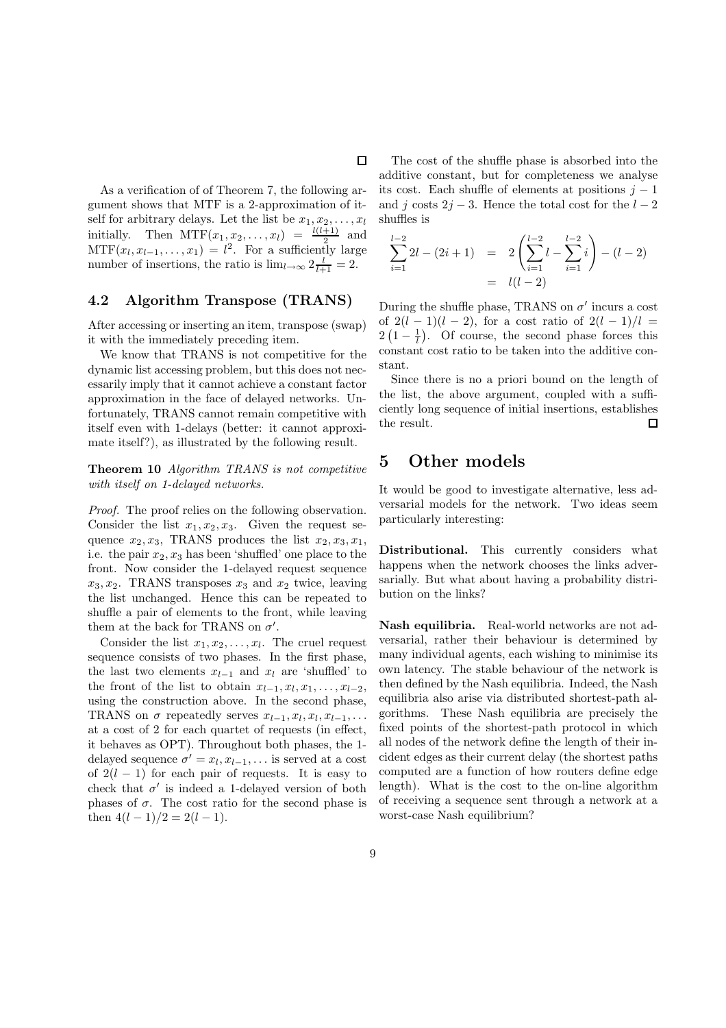□

As a verification of of Theorem 7, the following argument shows that MTF is a 2-approximation of itself for arbitrary delays. Let the list be $x_1, x_2, \ldots, x_l$ initially. Then $\text{MTF}(x_1, x_2, \ldots, x_l) = \frac{l(l+1)}{2}$ and $\text{MTF}(x_l, x_{l-1}, \ldots, x_1) = l^2$. For a sufficiently large number of insertions, the ratio is $\lim_{l\to\infty} 2\frac{l}{l+1} = 2$.

## 4.2 Algorithm Transpose (TRANS)

After accessing or inserting an item, transpose (swap) it with the immediately preceding item.

We know that TRANS is not competitive for the dynamic list accessing problem, but this does not necessarily imply that it cannot achieve a constant factor approximation in the face of delayed networks. Unfortunately, TRANS cannot remain competitive with itself even with 1-delays (better: it cannot approximate itself?), as illustrated by the following result.

**Theorem 10** *Algorithm TRANS is not competitive with itself on 1-delayed networks.*

*Proof.* The proof relies on the following observation. Consider the list $x_1, x_2, x_3$. Given the request sequence $x_2, x_3$, TRANS produces the list $x_2, x_3, x_1$, i.e. the pair $x_2, x_3$ has been 'shuffled' one place to the front. Now consider the 1-delayed request sequence $x_3, x_2$. TRANS transposes $x_3$ and $x_2$ twice, leaving the list unchanged. Hence this can be repeated to shuffle a pair of elements to the front, while leaving them at the back for TRANS on $\sigma'$.

Consider the list $x_1, x_2, \ldots, x_l$. The cruel request sequence consists of two phases. In the first phase, the last two elements $x_{l-1}$ and $x_l$ are 'shuffled' to the front of the list to obtain $x_{l-1}, x_l, x_1, \ldots, x_{l-2}$, using the construction above. In the second phase, TRANS on $\sigma$ repeatedly serves $x_{l-1}, x_l, x_l, x_{l-1}, \ldots$ at a cost of 2 for each quartet of requests (in effect, it behaves as OPT). Throughout both phases, the 1-delayed sequence $\sigma' = x_l, x_{l-1}, \ldots$ is served at a cost of $2(l-1)$ for each pair of requests. It is easy to check that $\sigma'$ is indeed a 1-delayed version of both phases of $\sigma$. The cost ratio for the second phase is then $4(l-1)/2 = 2(l-1)$.

The cost of the shuffle phase is absorbed into the additive constant, but for completeness we analyse its cost. Each shuffle of elements at positions $j-1$ and $j$ costs $2j-3$. Hence the total cost for the $l-2$ shuffles is

$$\begin{aligned}\sum_{i=1}^{l-2} 2l - (2i+1) &= 2\left(\sum_{i=1}^{l-2} l - \sum_{i=1}^{l-2} i\right) - (l-2) \\ &= l(l-2)\end{aligned}$$

During the shuffle phase, TRANS on $\sigma'$ incurs a cost of $2(l-1)(l-2)$, for a cost ratio of $2(l-1)/l = 2\left(1 - \frac{1}{l}\right)$. Of course, the second phase forces this constant cost ratio to be taken into the additive constant.

Since there is no a priori bound on the length of the list, the above argument, coupled with a sufficiently long sequence of initial insertions, establishes the result. □

# 5 Other models

It would be good to investigate alternative, less adversarial models for the network. Two ideas seem particularly interesting:

**Distributional.** This currently considers what happens when the network chooses the links adversarially. But what about having a probability distribution on the links?

**Nash equilibria.** Real-world networks are not adversarial, rather their behaviour is determined by many individual agents, each wishing to minimise its own latency. The stable behaviour of the network is then defined by the Nash equilibria. Indeed, the Nash equilibria also arise via distributed shortest-path algorithms. These Nash equilibria are precisely the fixed points of the shortest-path protocol in which all nodes of the network define the length of their incident edges as their current delay (the shortest paths computed are a function of how routers define edge length). What is the cost to the on-line algorithm of receiving a sequence sent through a network at a worst-case Nash equilibrium?